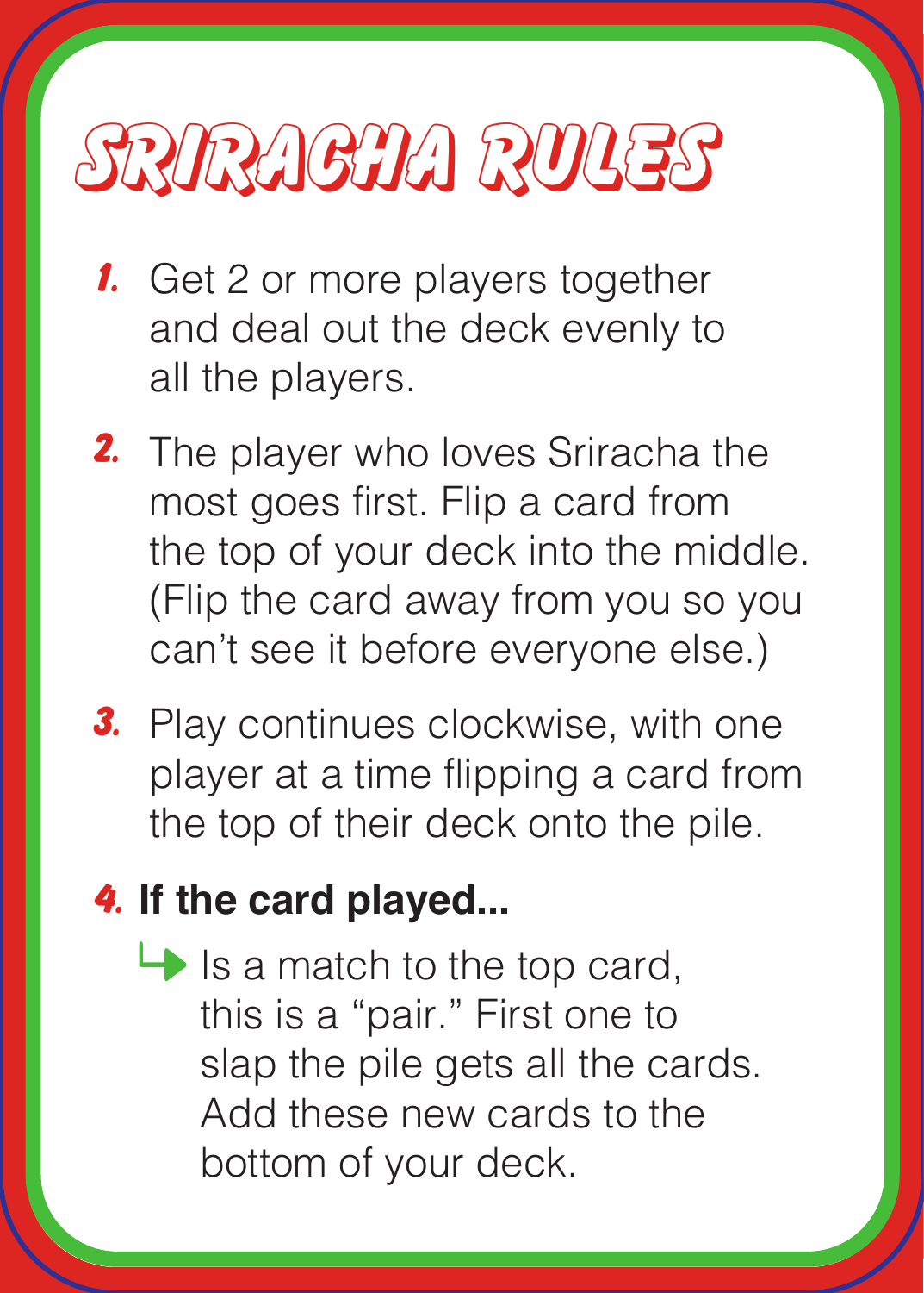# SRIRACHA RULES

1. Get 2 or more players together and deal out the deck evenly to all the players.

2. The player who loves Sriracha the most goes first. Flip a card from the top of your deck into the middle. (Flip the card away from you so you can't see it before everyone else.)

3. Play continues clockwise, with one player at a time flipping a card from the top of their deck onto the pile.

4. **If the card played...**

   ↳ Is a match to the top card, this is a "pair." First one to slap the pile gets all the cards. Add these new cards to the bottom of your deck.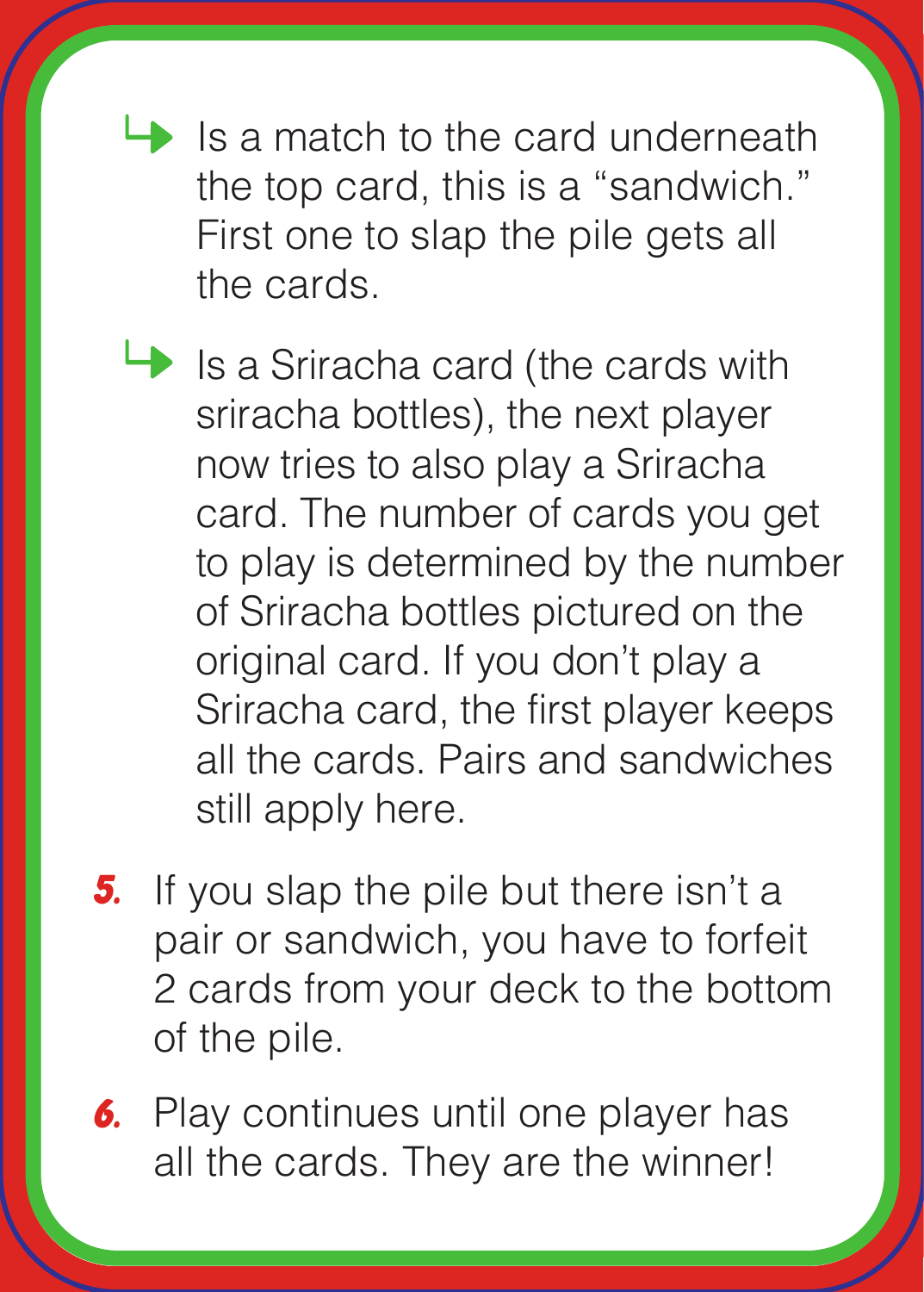- ↳ Is a match to the card underneath the top card, this is a “sandwich.” First one to slap the pile gets all the cards.
- ↳ Is a Sriracha card (the cards with sriracha bottles), the next player now tries to also play a Sriracha card. The number of cards you get to play is determined by the number of Sriracha bottles pictured on the original card. If you don’t play a Sriracha card, the first player keeps all the cards. Pairs and sandwiches still apply here.

5. If you slap the pile but there isn’t a pair or sandwich, you have to forfeit 2 cards from your deck to the bottom of the pile.
6. Play continues until one player has all the cards. They are the winner!